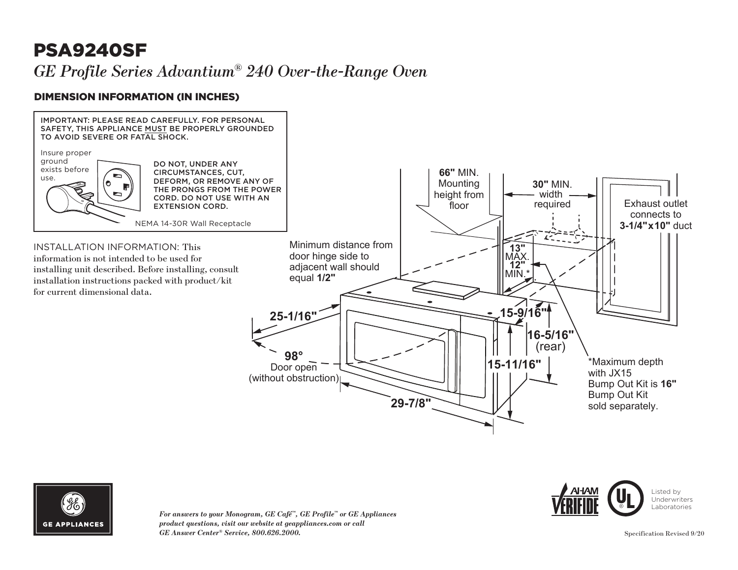# PSA9240SF

*GE Profile Series Advantium® 240 Over-the-Range Oven*

## DIMENSION INFORMATION (IN INCHES)

IMPORTANT: PLEASE READ CAREFULLY. FOR PERSONAL SAFETY, THIS APPLIANCE MUST BE PROPERLY GROUNDED TO AVOID SEVERE OR FATAL SHOCK.

Insure proper ground exists before use.

DO NOT, UNDER ANY CIRCUMSTANCES, CUT, DEFORM, OR REMOVE ANY OF THE PRONGS FROM THE POWER CORD. DO NOT USE WITH AN EXTENSION CORD.

NEMA 14-30R Wall Receptacle

INSTALLATION INFORMATION: This information is not intended to be used for installing unit described. Before installing, consult installation instructions packed with product/kit for current dimensional data.

**66"** MIN. Mounting height from floor

**30"** MIN. width required

Exhaust outlet connects to **3-1/4"x10"** duct

Minimum distance from door hinge side to adjacent wall should equal **1/2"**

**13"** MAX. **12"** MIN.*

**25-1/16"**

**15-9/16"**

**16-5/16"** (rear)

**98°** Door open (without obstruction)

**15-11/16"**

**29-7/8"**

*Maximum depth with JX15 Bump Out Kit is **16"** Bump Out Kit sold separately.

GE APPLIANCES

*For answers to your Monogram, GE Café™, GE Profile™ or GE Appliances product questions, visit our website at geappliances.com or call GE Answer Center® Service, 800.626.2000.*

AHAM VERIFIDE

Listed by Underwriters Laboratories

Specification Revised 9/20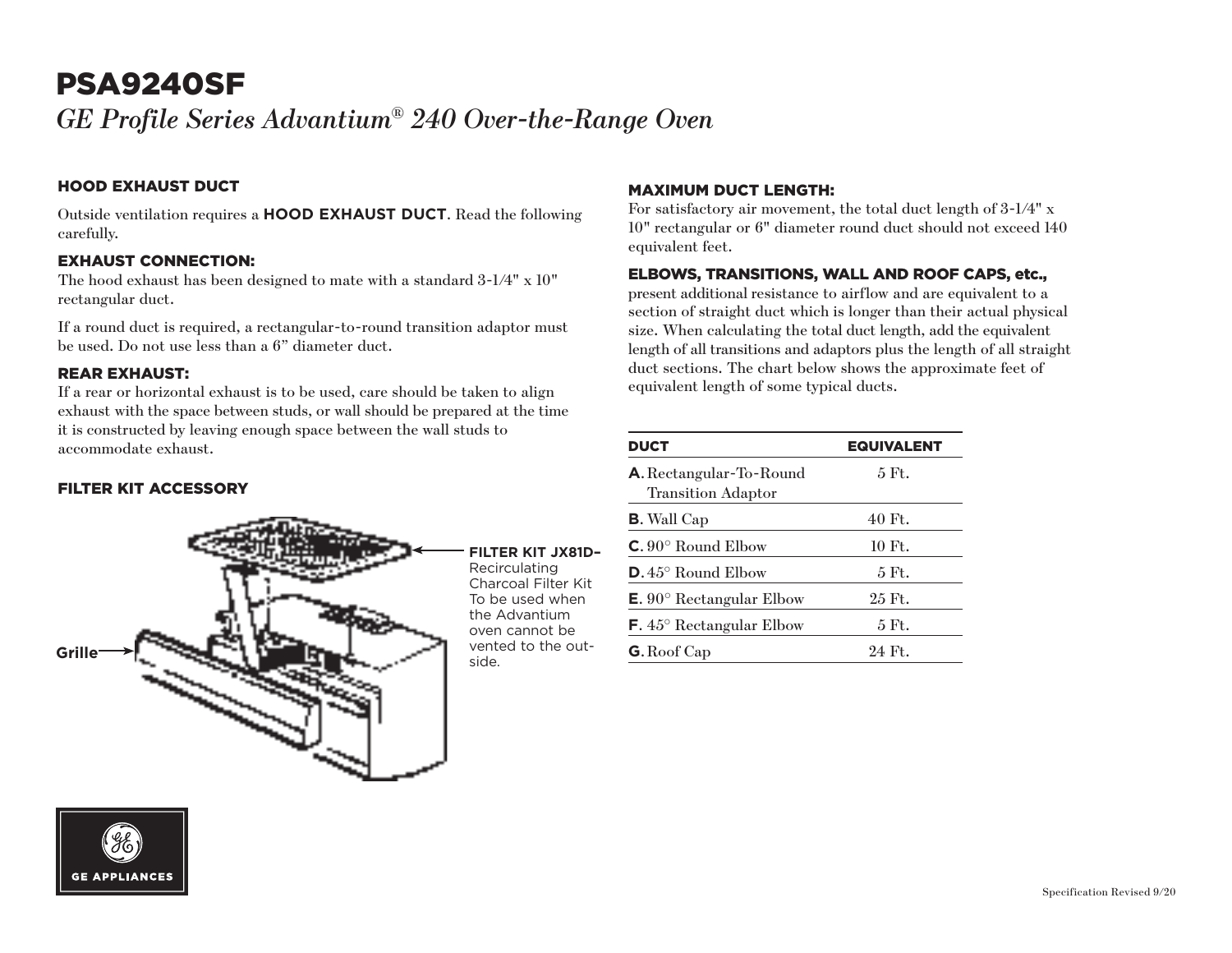# PSA9240SF

*GE Profile Series Advantium® 240 Over-the-Range Oven*

### HOOD EXHAUST DUCT

Outside ventilation requires a **HOOD EXHAUST DUCT**. Read the following carefully.

### EXHAUST CONNECTION:

The hood exhaust has been designed to mate with a standard 3-1/4" x 10" rectangular duct.

If a round duct is required, a rectangular-to-round transition adaptor must be used. Do not use less than a 6" diameter duct.

### REAR EXHAUST:

If a rear or horizontal exhaust is to be used, care should be taken to align exhaust with the space between studs, or wall should be prepared at the time it is constructed by leaving enough space between the wall studs to accommodate exhaust.

### FILTER KIT ACCESSORY

Grille

**FILTER KIT JX81D–** Recirculating Charcoal Filter Kit To be used when the Advantium oven cannot be vented to the outside.

### MAXIMUM DUCT LENGTH:

For satisfactory air movement, the total duct length of 3-1/4" x 10" rectangular or 6" diameter round duct should not exceed 140 equivalent feet.

### ELBOWS, TRANSITIONS, WALL AND ROOF CAPS, etc.,

present additional resistance to airflow and are equivalent to a section of straight duct which is longer than their actual physical size. When calculating the total duct length, add the equivalent length of all transitions and adaptors plus the length of all straight duct sections. The chart below shows the approximate feet of equivalent length of some typical ducts.

| DUCT | EQUIVALENT |
|---|---|
| **A**. Rectangular-To-Round Transition Adaptor | 5 Ft. |
| **B**. Wall Cap | 40 Ft. |
| **C**. 90° Round Elbow | 10 Ft. |
| **D**. 45° Round Elbow | 5 Ft. |
| **E**. 90° Rectangular Elbow | 25 Ft. |
| **F**. 45° Rectangular Elbow | 5 Ft. |
| **G**. Roof Cap | 24 Ft. |

GE APPLIANCES

Specification Revised 9/20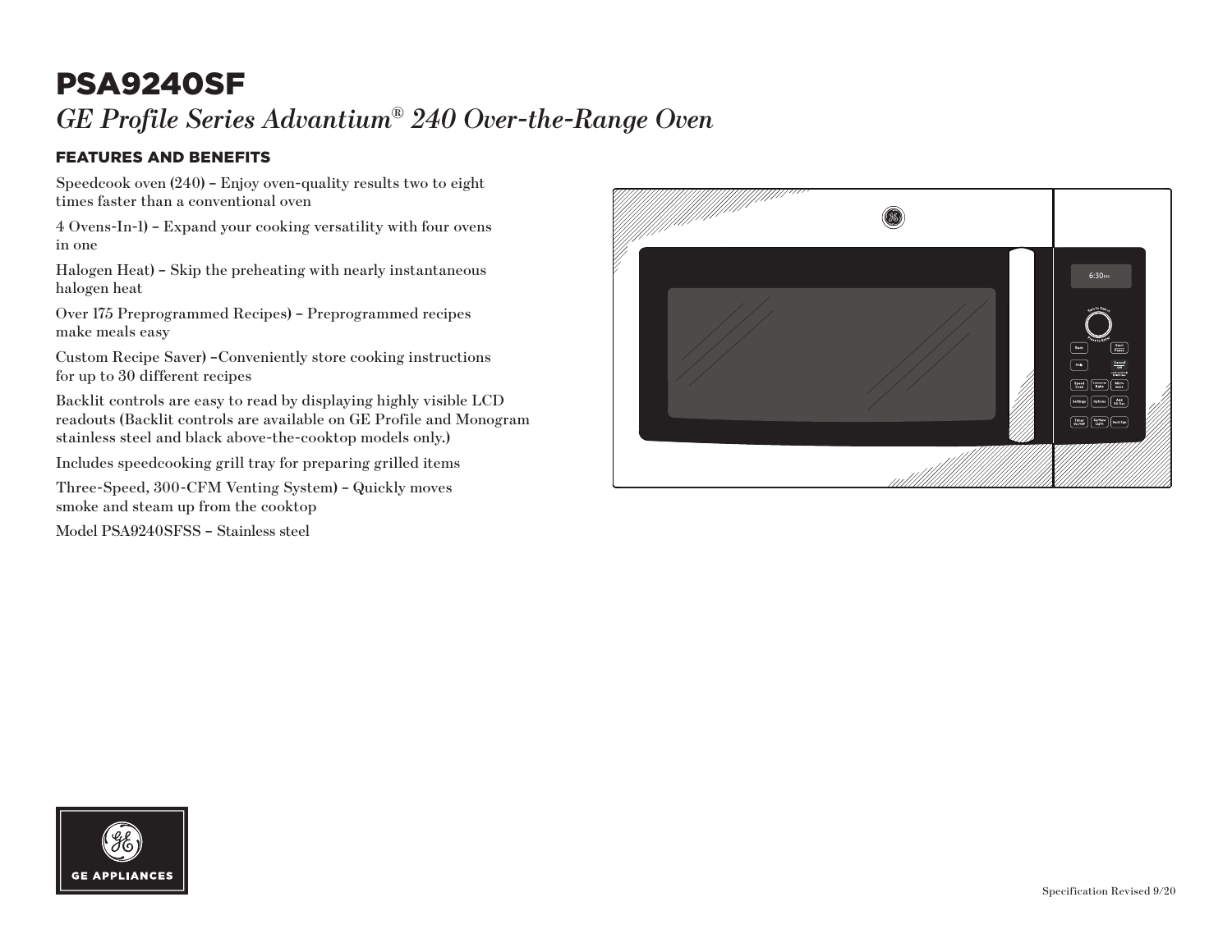# PSA9240SF

## *GE Profile Series Advantium® 240 Over-the-Range Oven*

### FEATURES AND BENEFITS

Speedcook oven (240) – Enjoy oven-quality results two to eight times faster than a conventional oven

4 Ovens-In-1) – Expand your cooking versatility with four ovens in one

Halogen Heat) – Skip the preheating with nearly instantaneous halogen heat

Over 175 Preprogrammed Recipes) – Preprogrammed recipes make meals easy

Custom Recipe Saver) –Conveniently store cooking instructions for up to 30 different recipes

Backlit controls are easy to read by displaying highly visible LCD readouts (Backlit controls are available on GE Profile and Monogram stainless steel and black above-the-cooktop models only.)

Includes speedcooking grill tray for preparing grilled items

Three-Speed, 300-CFM Venting System) – Quickly moves smoke and steam up from the cooktop

Model PSA9240SFSS – Stainless steel

GE APPLIANCES

Specification Revised 9/20